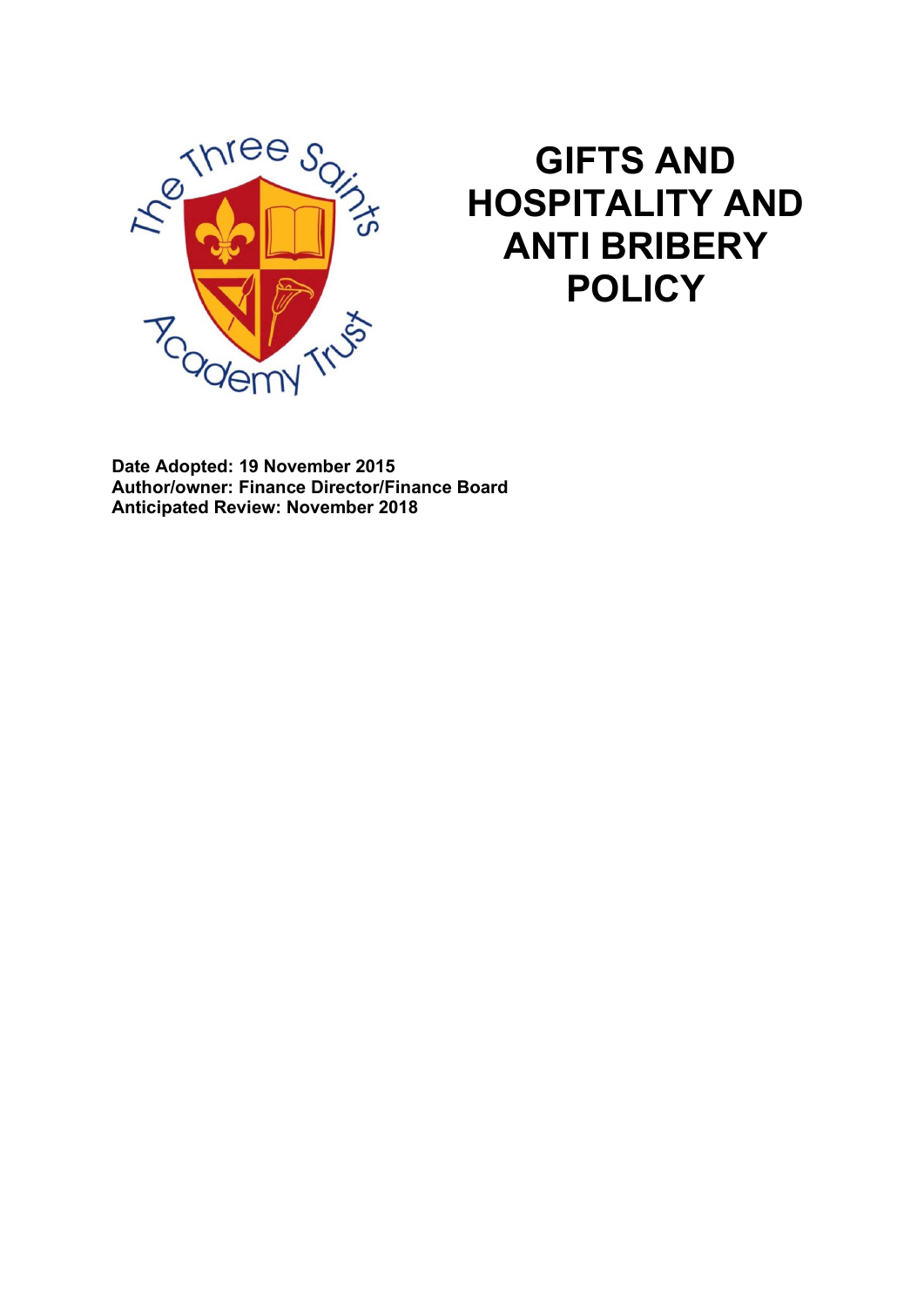# GIFTS AND HOSPITALITY AND ANTI BRIBERY POLICY

**Date Adopted: 19 November 2015**
**Author/owner: Finance Director/Finance Board**
**Anticipated Review: November 2018**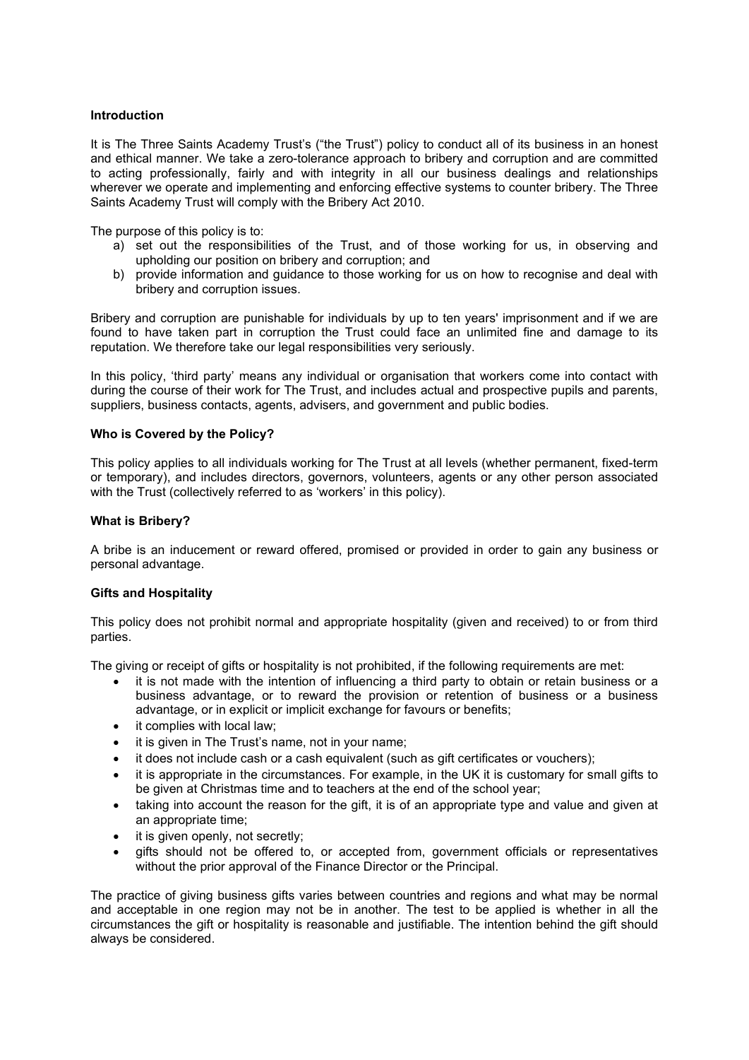**Introduction**

It is The Three Saints Academy Trust's ("the Trust") policy to conduct all of its business in an honest and ethical manner. We take a zero-tolerance approach to bribery and corruption and are committed to acting professionally, fairly and with integrity in all our business dealings and relationships wherever we operate and implementing and enforcing effective systems to counter bribery. The Three Saints Academy Trust will comply with the Bribery Act 2010.

The purpose of this policy is to:

a) set out the responsibilities of the Trust, and of those working for us, in observing and upholding our position on bribery and corruption; and
b) provide information and guidance to those working for us on how to recognise and deal with bribery and corruption issues.

Bribery and corruption are punishable for individuals by up to ten years' imprisonment and if we are found to have taken part in corruption the Trust could face an unlimited fine and damage to its reputation. We therefore take our legal responsibilities very seriously.

In this policy, 'third party' means any individual or organisation that workers come into contact with during the course of their work for The Trust, and includes actual and prospective pupils and parents, suppliers, business contacts, agents, advisers, and government and public bodies.

**Who is Covered by the Policy?**

This policy applies to all individuals working for The Trust at all levels (whether permanent, fixed-term or temporary), and includes directors, governors, volunteers, agents or any other person associated with the Trust (collectively referred to as 'workers' in this policy).

**What is Bribery?**

A bribe is an inducement or reward offered, promised or provided in order to gain any business or personal advantage.

**Gifts and Hospitality**

This policy does not prohibit normal and appropriate hospitality (given and received) to or from third parties.

The giving or receipt of gifts or hospitality is not prohibited, if the following requirements are met:

- it is not made with the intention of influencing a third party to obtain or retain business or a business advantage, or to reward the provision or retention of business or a business advantage, or in explicit or implicit exchange for favours or benefits;
- it complies with local law;
- it is given in The Trust's name, not in your name;
- it does not include cash or a cash equivalent (such as gift certificates or vouchers);
- it is appropriate in the circumstances. For example, in the UK it is customary for small gifts to be given at Christmas time and to teachers at the end of the school year;
- taking into account the reason for the gift, it is of an appropriate type and value and given at an appropriate time;
- it is given openly, not secretly;
- gifts should not be offered to, or accepted from, government officials or representatives without the prior approval of the Finance Director or the Principal.

The practice of giving business gifts varies between countries and regions and what may be normal and acceptable in one region may not be in another. The test to be applied is whether in all the circumstances the gift or hospitality is reasonable and justifiable. The intention behind the gift should always be considered.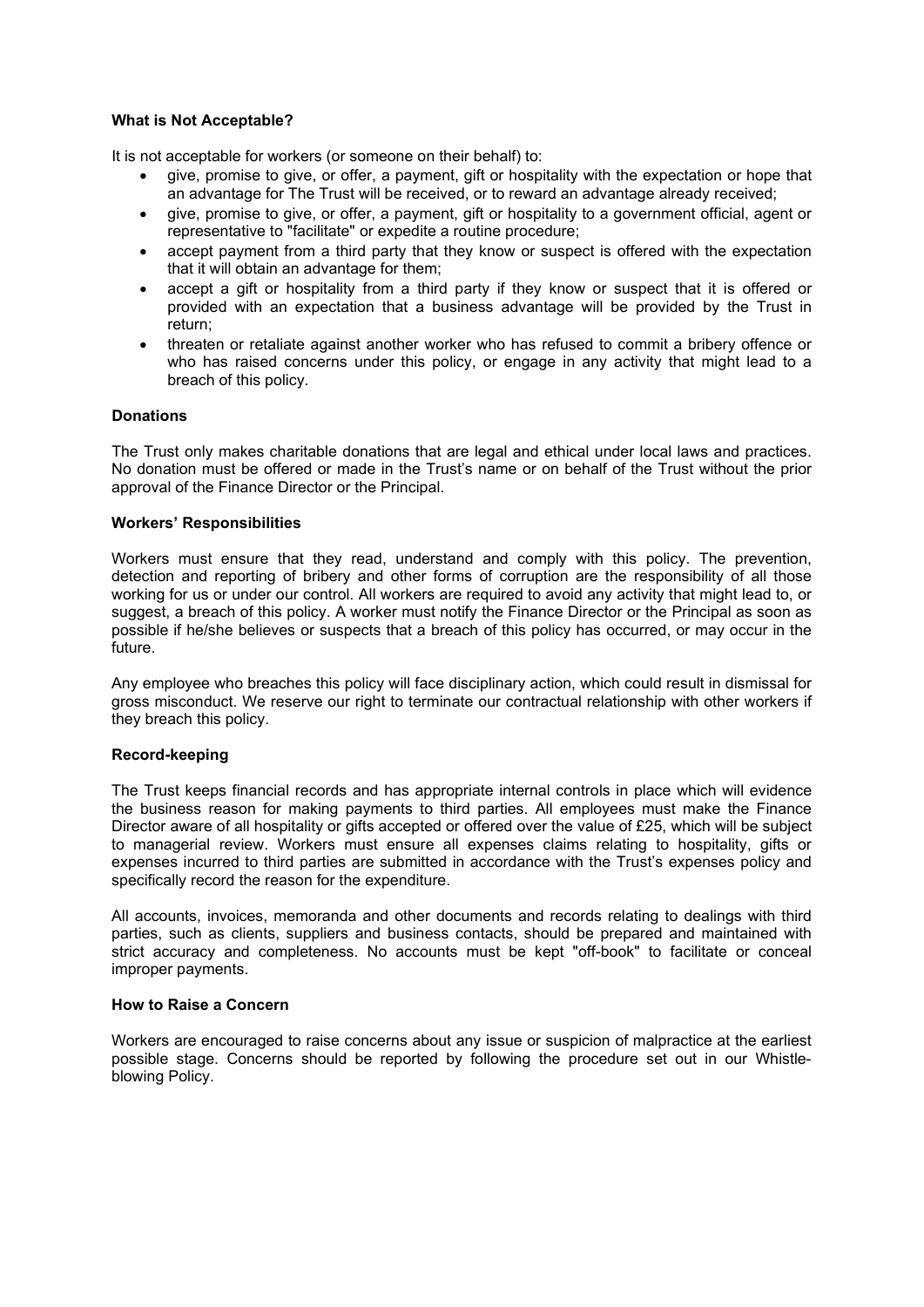**What is Not Acceptable?**

It is not acceptable for workers (or someone on their behalf) to:

- give, promise to give, or offer, a payment, gift or hospitality with the expectation or hope that an advantage for The Trust will be received, or to reward an advantage already received;
- give, promise to give, or offer, a payment, gift or hospitality to a government official, agent or representative to "facilitate" or expedite a routine procedure;
- accept payment from a third party that they know or suspect is offered with the expectation that it will obtain an advantage for them;
- accept a gift or hospitality from a third party if they know or suspect that it is offered or provided with an expectation that a business advantage will be provided by the Trust in return;
- threaten or retaliate against another worker who has refused to commit a bribery offence or who has raised concerns under this policy, or engage in any activity that might lead to a breach of this policy.

**Donations**

The Trust only makes charitable donations that are legal and ethical under local laws and practices. No donation must be offered or made in the Trust's name or on behalf of the Trust without the prior approval of the Finance Director or the Principal.

**Workers' Responsibilities**

Workers must ensure that they read, understand and comply with this policy. The prevention, detection and reporting of bribery and other forms of corruption are the responsibility of all those working for us or under our control. All workers are required to avoid any activity that might lead to, or suggest, a breach of this policy. A worker must notify the Finance Director or the Principal as soon as possible if he/she believes or suspects that a breach of this policy has occurred, or may occur in the future.

Any employee who breaches this policy will face disciplinary action, which could result in dismissal for gross misconduct. We reserve our right to terminate our contractual relationship with other workers if they breach this policy.

**Record-keeping**

The Trust keeps financial records and has appropriate internal controls in place which will evidence the business reason for making payments to third parties. All employees must make the Finance Director aware of all hospitality or gifts accepted or offered over the value of £25, which will be subject to managerial review. Workers must ensure all expenses claims relating to hospitality, gifts or expenses incurred to third parties are submitted in accordance with the Trust's expenses policy and specifically record the reason for the expenditure.

All accounts, invoices, memoranda and other documents and records relating to dealings with third parties, such as clients, suppliers and business contacts, should be prepared and maintained with strict accuracy and completeness. No accounts must be kept "off-book" to facilitate or conceal improper payments.

**How to Raise a Concern**

Workers are encouraged to raise concerns about any issue or suspicion of malpractice at the earliest possible stage. Concerns should be reported by following the procedure set out in our Whistle-blowing Policy.